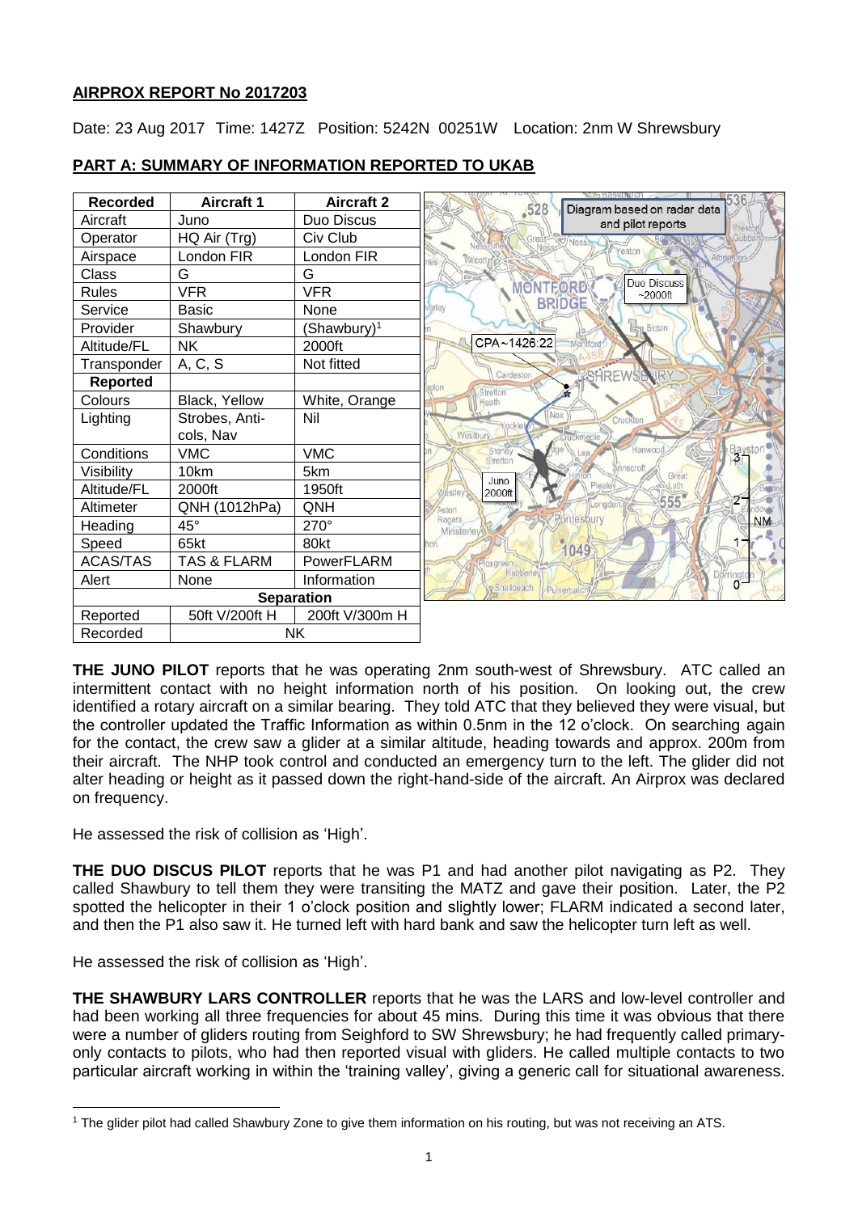## AIRPROX REPORT No 2017203

Date: 23 Aug 2017 Time: 1427Z Position: 5242N 00251W Location: 2nm W Shrewsbury

## PART A: SUMMARY OF INFORMATION REPORTED TO UKAB

| Recorded | Aircraft 1 | Aircraft 2 |
|---|---|---|
| Aircraft | Juno | Duo Discus |
| Operator | HQ Air (Trg) | Civ Club |
| Airspace | London FIR | London FIR |
| Class | G | G |
| Rules | VFR | VFR |
| Service | Basic | None |
| Provider | Shawbury | (Shawbury)[1] |
| Altitude/FL | NK | 2000ft |
| Transponder | A, C, S | Not fitted |
| **Reported** | | |
| Colours | Black, Yellow | White, Orange |
| Lighting | Strobes, Anti-cols, Nav | Nil |
| Conditions | VMC | VMC |
| Visibility | 10km | 5km |
| Altitude/FL | 2000ft | 1950ft |
| Altimeter | QNH (1012hPa) | QNH |
| Heading | 45° | 270° |
| Speed | 65kt | 80kt |
| ACAS/TAS | TAS & FLARM | PowerFLARM |
| Alert | None | Information |
| **Separation** | | |
| Reported | 50ft V/200ft H | 200ft V/300m H |
| Recorded | NK | |

**THE JUNO PILOT** reports that he was operating 2nm south-west of Shrewsbury. ATC called an intermittent contact with no height information north of his position. On looking out, the crew identified a rotary aircraft on a similar bearing. They told ATC that they believed they were visual, but the controller updated the Traffic Information as within 0.5nm in the 12 o'clock. On searching again for the contact, the crew saw a glider at a similar altitude, heading towards and approx. 200m from their aircraft. The NHP took control and conducted an emergency turn to the left. The glider did not alter heading or height as it passed down the right-hand-side of the aircraft. An Airprox was declared on frequency.

He assessed the risk of collision as 'High'.

**THE DUO DISCUS PILOT** reports that he was P1 and had another pilot navigating as P2. They called Shawbury to tell them they were transiting the MATZ and gave their position. Later, the P2 spotted the helicopter in their 1 o'clock position and slightly lower; FLARM indicated a second later, and then the P1 also saw it. He turned left with hard bank and saw the helicopter turn left as well.

He assessed the risk of collision as 'High'.

**THE SHAWBURY LARS CONTROLLER** reports that he was the LARS and low-level controller and had been working all three frequencies for about 45 mins. During this time it was obvious that there were a number of gliders routing from Seighford to SW Shrewsbury; he had frequently called primary-only contacts to pilots, who had then reported visual with gliders. He called multiple contacts to two particular aircraft working in within the 'training valley', giving a generic call for situational awareness.

[1] The glider pilot had called Shawbury Zone to give them information on his routing, but was not receiving an ATS.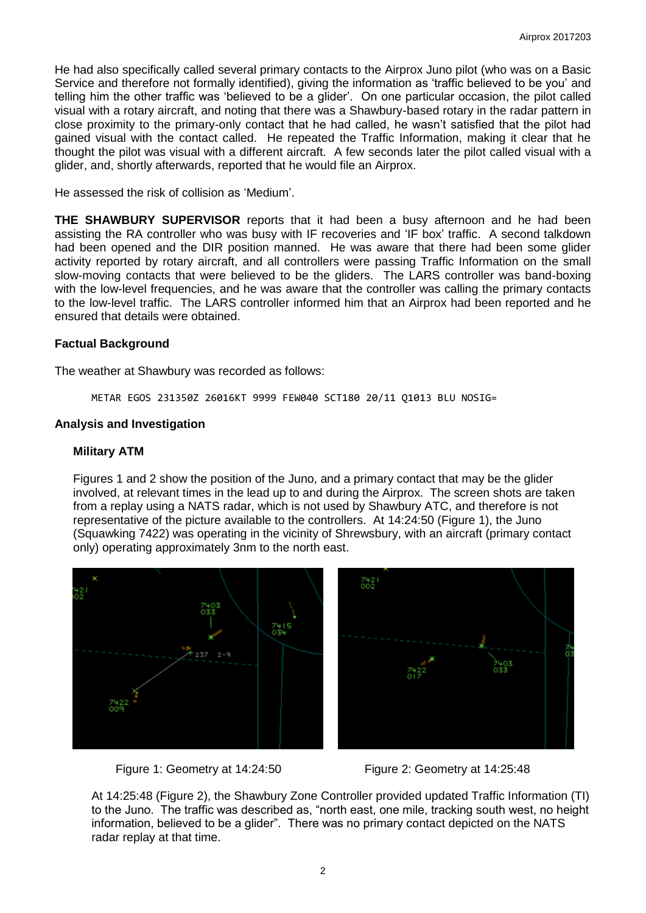He had also specifically called several primary contacts to the Airprox Juno pilot (who was on a Basic Service and therefore not formally identified), giving the information as 'traffic believed to be you' and telling him the other traffic was 'believed to be a glider'. On one particular occasion, the pilot called visual with a rotary aircraft, and noting that there was a Shawbury-based rotary in the radar pattern in close proximity to the primary-only contact that he had called, he wasn't satisfied that the pilot had gained visual with the contact called. He repeated the Traffic Information, making it clear that he thought the pilot was visual with a different aircraft. A few seconds later the pilot called visual with a glider, and, shortly afterwards, reported that he would file an Airprox.

He assessed the risk of collision as 'Medium'.

**THE SHAWBURY SUPERVISOR** reports that it had been a busy afternoon and he had been assisting the RA controller who was busy with IF recoveries and 'IF box' traffic. A second talkdown had been opened and the DIR position manned. He was aware that there had been some glider activity reported by rotary aircraft, and all controllers were passing Traffic Information on the small slow-moving contacts that were believed to be the gliders. The LARS controller was band-boxing with the low-level frequencies, and he was aware that the controller was calling the primary contacts to the low-level traffic. The LARS controller informed him that an Airprox had been reported and he ensured that details were obtained.

### Factual Background

The weather at Shawbury was recorded as follows:

```
METAR EGOS 231350Z 26016KT 9999 FEW040 SCT180 20/11 Q1013 BLU NOSIG=
```

### Analysis and Investigation

#### Military ATM

Figures 1 and 2 show the position of the Juno, and a primary contact that may be the glider involved, at relevant times in the lead up to and during the Airprox. The screen shots are taken from a replay using a NATS radar, which is not used by Shawbury ATC, and therefore is not representative of the picture available to the controllers. At 14:24:50 (Figure 1), the Juno (Squawking 7422) was operating in the vicinity of Shrewsbury, with an aircraft (primary contact only) operating approximately 3nm to the north east.

Figure 1: Geometry at 14:24:50

Figure 2: Geometry at 14:25:48

At 14:25:48 (Figure 2), the Shawbury Zone Controller provided updated Traffic Information (TI) to the Juno. The traffic was described as, "north east, one mile, tracking south west, no height information, believed to be a glider". There was no primary contact depicted on the NATS radar replay at that time.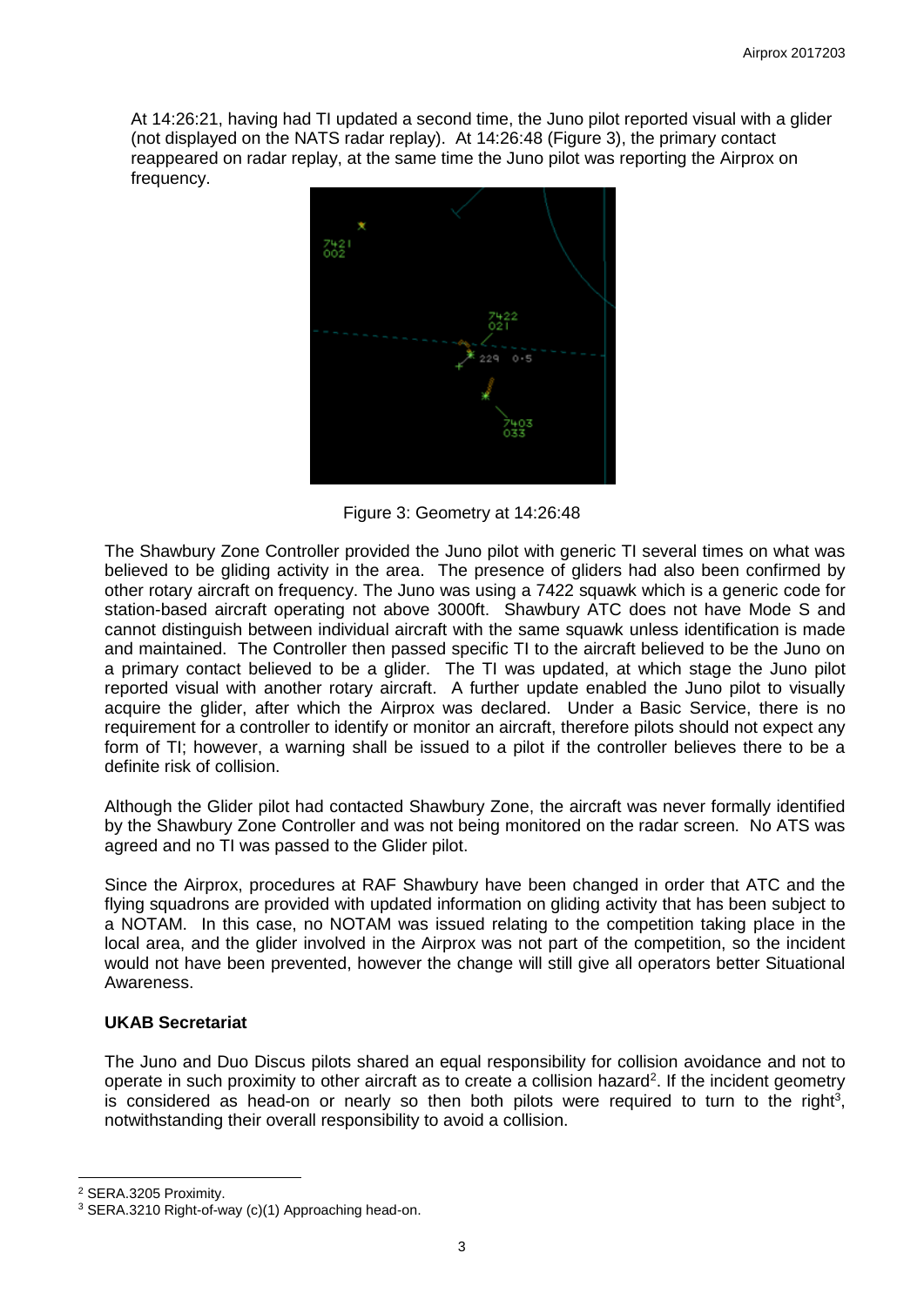At 14:26:21, having had TI updated a second time, the Juno pilot reported visual with a glider (not displayed on the NATS radar replay). At 14:26:48 (Figure 3), the primary contact reappeared on radar replay, at the same time the Juno pilot was reporting the Airprox on frequency.

Figure 3: Geometry at 14:26:48

The Shawbury Zone Controller provided the Juno pilot with generic TI several times on what was believed to be gliding activity in the area. The presence of gliders had also been confirmed by other rotary aircraft on frequency. The Juno was using a 7422 squawk which is a generic code for station-based aircraft operating not above 3000ft. Shawbury ATC does not have Mode S and cannot distinguish between individual aircraft with the same squawk unless identification is made and maintained. The Controller then passed specific TI to the aircraft believed to be the Juno on a primary contact believed to be a glider. The TI was updated, at which stage the Juno pilot reported visual with another rotary aircraft. A further update enabled the Juno pilot to visually acquire the glider, after which the Airprox was declared. Under a Basic Service, there is no requirement for a controller to identify or monitor an aircraft, therefore pilots should not expect any form of TI; however, a warning shall be issued to a pilot if the controller believes there to be a definite risk of collision.

Although the Glider pilot had contacted Shawbury Zone, the aircraft was never formally identified by the Shawbury Zone Controller and was not being monitored on the radar screen. No ATS was agreed and no TI was passed to the Glider pilot.

Since the Airprox, procedures at RAF Shawbury have been changed in order that ATC and the flying squadrons are provided with updated information on gliding activity that has been subject to a NOTAM. In this case, no NOTAM was issued relating to the competition taking place in the local area, and the glider involved in the Airprox was not part of the competition, so the incident would not have been prevented, however the change will still give all operators better Situational Awareness.

### UKAB Secretariat

The Juno and Duo Discus pilots shared an equal responsibility for collision avoidance and not to operate in such proximity to other aircraft as to create a collision hazard[2]. If the incident geometry is considered as head-on or nearly so then both pilots were required to turn to the right[3], notwithstanding their overall responsibility to avoid a collision.

---

[2] SERA.3205 Proximity.

[3] SERA.3210 Right-of-way (c)(1) Approaching head-on.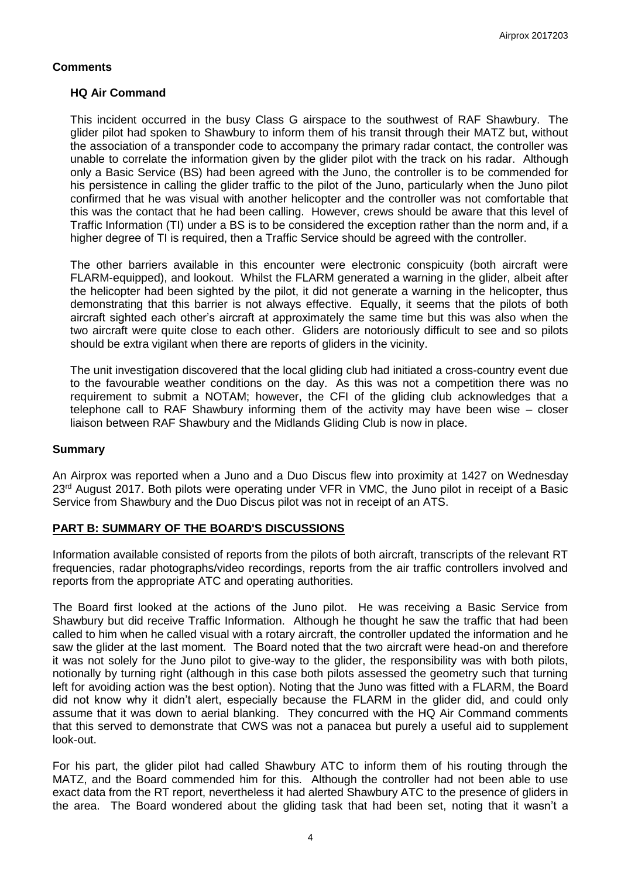## Comments

### HQ Air Command

This incident occurred in the busy Class G airspace to the southwest of RAF Shawbury. The glider pilot had spoken to Shawbury to inform them of his transit through their MATZ but, without the association of a transponder code to accompany the primary radar contact, the controller was unable to correlate the information given by the glider pilot with the track on his radar. Although only a Basic Service (BS) had been agreed with the Juno, the controller is to be commended for his persistence in calling the glider traffic to the pilot of the Juno, particularly when the Juno pilot confirmed that he was visual with another helicopter and the controller was not comfortable that this was the contact that he had been calling. However, crews should be aware that this level of Traffic Information (TI) under a BS is to be considered the exception rather than the norm and, if a higher degree of TI is required, then a Traffic Service should be agreed with the controller.

The other barriers available in this encounter were electronic conspicuity (both aircraft were FLARM-equipped), and lookout. Whilst the FLARM generated a warning in the glider, albeit after the helicopter had been sighted by the pilot, it did not generate a warning in the helicopter, thus demonstrating that this barrier is not always effective. Equally, it seems that the pilots of both aircraft sighted each other's aircraft at approximately the same time but this was also when the two aircraft were quite close to each other. Gliders are notoriously difficult to see and so pilots should be extra vigilant when there are reports of gliders in the vicinity.

The unit investigation discovered that the local gliding club had initiated a cross-country event due to the favourable weather conditions on the day. As this was not a competition there was no requirement to submit a NOTAM; however, the CFI of the gliding club acknowledges that a telephone call to RAF Shawbury informing them of the activity may have been wise – closer liaison between RAF Shawbury and the Midlands Gliding Club is now in place.

## Summary

An Airprox was reported when a Juno and a Duo Discus flew into proximity at 1427 on Wednesday 23rd August 2017. Both pilots were operating under VFR in VMC, the Juno pilot in receipt of a Basic Service from Shawbury and the Duo Discus pilot was not in receipt of an ATS.

## PART B: SUMMARY OF THE BOARD'S DISCUSSIONS

Information available consisted of reports from the pilots of both aircraft, transcripts of the relevant RT frequencies, radar photographs/video recordings, reports from the air traffic controllers involved and reports from the appropriate ATC and operating authorities.

The Board first looked at the actions of the Juno pilot. He was receiving a Basic Service from Shawbury but did receive Traffic Information. Although he thought he saw the traffic that had been called to him when he called visual with a rotary aircraft, the controller updated the information and he saw the glider at the last moment. The Board noted that the two aircraft were head-on and therefore it was not solely for the Juno pilot to give-way to the glider, the responsibility was with both pilots, notionally by turning right (although in this case both pilots assessed the geometry such that turning left for avoiding action was the best option). Noting that the Juno was fitted with a FLARM, the Board did not know why it didn't alert, especially because the FLARM in the glider did, and could only assume that it was down to aerial blanking. They concurred with the HQ Air Command comments that this served to demonstrate that CWS was not a panacea but purely a useful aid to supplement look-out.

For his part, the glider pilot had called Shawbury ATC to inform them of his routing through the MATZ, and the Board commended him for this. Although the controller had not been able to use exact data from the RT report, nevertheless it had alerted Shawbury ATC to the presence of gliders in the area. The Board wondered about the gliding task that had been set, noting that it wasn't a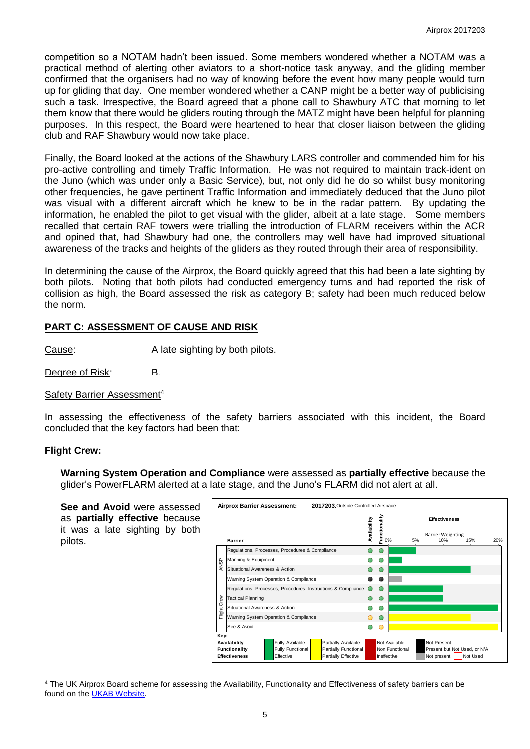competition so a NOTAM hadn't been issued. Some members wondered whether a NOTAM was a practical method of alerting other aviators to a short-notice task anyway, and the gliding member confirmed that the organisers had no way of knowing before the event how many people would turn up for gliding that day. One member wondered whether a CANP might be a better way of publicising such a task. Irrespective, the Board agreed that a phone call to Shawbury ATC that morning to let them know that there would be gliders routing through the MATZ might have been helpful for planning purposes. In this respect, the Board were heartened to hear that closer liaison between the gliding club and RAF Shawbury would now take place.

Finally, the Board looked at the actions of the Shawbury LARS controller and commended him for his pro-active controlling and timely Traffic Information. He was not required to maintain track-ident on the Juno (which was under only a Basic Service), but, not only did he do so whilst busy monitoring other frequencies, he gave pertinent Traffic Information and immediately deduced that the Juno pilot was visual with a different aircraft which he knew to be in the radar pattern. By updating the information, he enabled the pilot to get visual with the glider, albeit at a late stage. Some members recalled that certain RAF towers were trialling the introduction of FLARM receivers within the ACR and opined that, had Shawbury had one, the controllers may well have had improved situational awareness of the tracks and heights of the gliders as they routed through their area of responsibility.

In determining the cause of the Airprox, the Board quickly agreed that this had been a late sighting by both pilots. Noting that both pilots had conducted emergency turns and had reported the risk of collision as high, the Board assessed the risk as category B; safety had been much reduced below the norm.

## PART C: ASSESSMENT OF CAUSE AND RISK

Cause: A late sighting by both pilots.

Degree of Risk: B.

Safety Barrier Assessment[4]

In assessing the effectiveness of the safety barriers associated with this incident, the Board concluded that the key factors had been that:

**Flight Crew:**

**Warning System Operation and Compliance** were assessed as **partially effective** because the glider's PowerFLARM alerted at a late stage, and the Juno's FLARM did not alert at all.

**See and Avoid** were assessed as **partially effective** because it was a late sighting by both pilots.

Airprox Barrier Assessment: 2017203. Outside Controlled Airspace

Barrier | Availability | Functionality | Effectiveness | Barrier Weighting | 0% | 5% | 10% | 15% | 20%

ANSP
Regulations, Processes, Procedures & Compliance
Manning & Equipment
Situational Awareness & Action
Warning System Operation & Compliance

Flight Crew
Regulations, Processes, Procedures, Instructions & Compliance
Tactical Planning
Situational Awareness & Action
Warning System Operation & Compliance
See & Avoid

Key:
Availability: Fully Available, Partially Available, Not Available, Not Present
Functionality: Fully Functional, Partially Functional, Non Functional, Present but Not Used, or N/A
Effectiveness: Effective, Partially Effective, Ineffective, Not present, Not Used

---

[4] The UK Airprox Board scheme for assessing the Availability, Functionality and Effectiveness of safety barriers can be found on the UKAB Website.